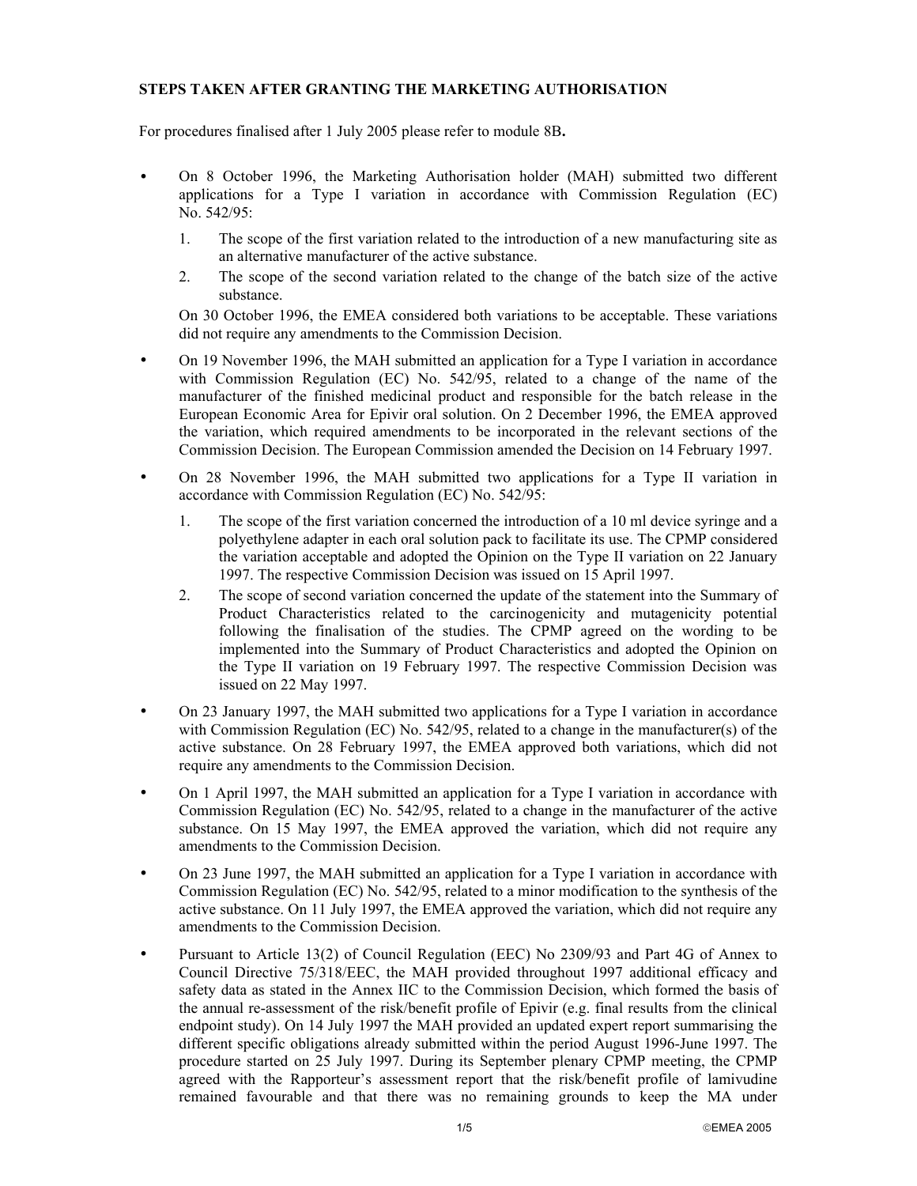**STEPS TAKEN AFTER GRANTING THE MARKETING AUTHORISATION**

For procedures finalised after 1 July 2005 please refer to module 8B**.**

- On 8 October 1996, the Marketing Authorisation holder (MAH) submitted two different applications for a Type I variation in accordance with Commission Regulation (EC) No. 542/95:
  1. The scope of the first variation related to the introduction of a new manufacturing site as an alternative manufacturer of the active substance.
  2. The scope of the second variation related to the change of the batch size of the active substance.

  On 30 October 1996, the EMEA considered both variations to be acceptable. These variations did not require any amendments to the Commission Decision.

- On 19 November 1996, the MAH submitted an application for a Type I variation in accordance with Commission Regulation (EC) No. 542/95, related to a change of the name of the manufacturer of the finished medicinal product and responsible for the batch release in the European Economic Area for Epivir oral solution. On 2 December 1996, the EMEA approved the variation, which required amendments to be incorporated in the relevant sections of the Commission Decision. The European Commission amended the Decision on 14 February 1997.

- On 28 November 1996, the MAH submitted two applications for a Type II variation in accordance with Commission Regulation (EC) No. 542/95:
  1. The scope of the first variation concerned the introduction of a 10 ml device syringe and a polyethylene adapter in each oral solution pack to facilitate its use. The CPMP considered the variation acceptable and adopted the Opinion on the Type II variation on 22 January 1997. The respective Commission Decision was issued on 15 April 1997.
  2. The scope of second variation concerned the update of the statement into the Summary of Product Characteristics related to the carcinogenicity and mutagenicity potential following the finalisation of the studies. The CPMP agreed on the wording to be implemented into the Summary of Product Characteristics and adopted the Opinion on the Type II variation on 19 February 1997. The respective Commission Decision was issued on 22 May 1997.

- On 23 January 1997, the MAH submitted two applications for a Type I variation in accordance with Commission Regulation (EC) No. 542/95, related to a change in the manufacturer(s) of the active substance. On 28 February 1997, the EMEA approved both variations, which did not require any amendments to the Commission Decision.

- On 1 April 1997, the MAH submitted an application for a Type I variation in accordance with Commission Regulation (EC) No. 542/95, related to a change in the manufacturer of the active substance. On 15 May 1997, the EMEA approved the variation, which did not require any amendments to the Commission Decision.

- On 23 June 1997, the MAH submitted an application for a Type I variation in accordance with Commission Regulation (EC) No. 542/95, related to a minor modification to the synthesis of the active substance. On 11 July 1997, the EMEA approved the variation, which did not require any amendments to the Commission Decision.

- Pursuant to Article 13(2) of Council Regulation (EEC) No 2309/93 and Part 4G of Annex to Council Directive 75/318/EEC, the MAH provided throughout 1997 additional efficacy and safety data as stated in the Annex IIC to the Commission Decision, which formed the basis of the annual re-assessment of the risk/benefit profile of Epivir (e.g. final results from the clinical endpoint study). On 14 July 1997 the MAH provided an updated expert report summarising the different specific obligations already submitted within the period August 1996-June 1997. The procedure started on 25 July 1997. During its September plenary CPMP meeting, the CPMP agreed with the Rapporteur's assessment report that the risk/benefit profile of lamivudine remained favourable and that there was no remaining grounds to keep the MA under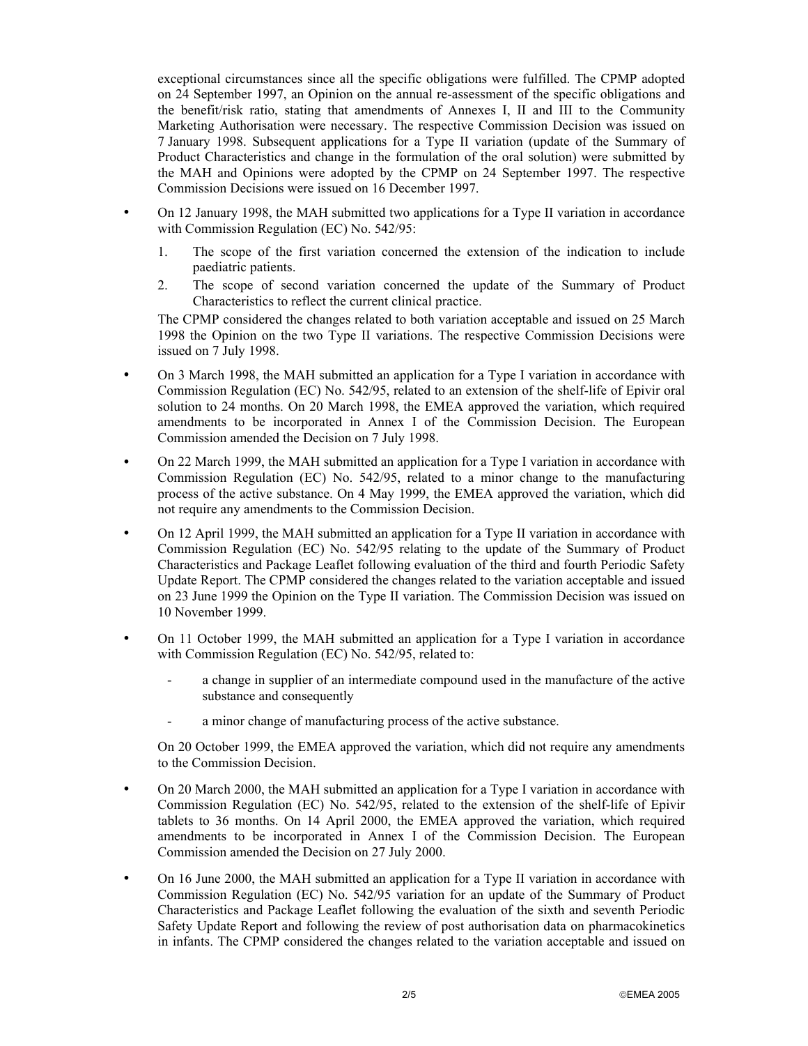exceptional circumstances since all the specific obligations were fulfilled. The CPMP adopted on 24 September 1997, an Opinion on the annual re-assessment of the specific obligations and the benefit/risk ratio, stating that amendments of Annexes I, II and III to the Community Marketing Authorisation were necessary. The respective Commission Decision was issued on 7 January 1998. Subsequent applications for a Type II variation (update of the Summary of Product Characteristics and change in the formulation of the oral solution) were submitted by the MAH and Opinions were adopted by the CPMP on 24 September 1997. The respective Commission Decisions were issued on 16 December 1997.

- On 12 January 1998, the MAH submitted two applications for a Type II variation in accordance with Commission Regulation (EC) No. 542/95:

  1. The scope of the first variation concerned the extension of the indication to include paediatric patients.
  2. The scope of second variation concerned the update of the Summary of Product Characteristics to reflect the current clinical practice.

  The CPMP considered the changes related to both variation acceptable and issued on 25 March 1998 the Opinion on the two Type II variations. The respective Commission Decisions were issued on 7 July 1998.

- On 3 March 1998, the MAH submitted an application for a Type I variation in accordance with Commission Regulation (EC) No. 542/95, related to an extension of the shelf-life of Epivir oral solution to 24 months. On 20 March 1998, the EMEA approved the variation, which required amendments to be incorporated in Annex I of the Commission Decision. The European Commission amended the Decision on 7 July 1998.

- On 22 March 1999, the MAH submitted an application for a Type I variation in accordance with Commission Regulation (EC) No. 542/95, related to a minor change to the manufacturing process of the active substance. On 4 May 1999, the EMEA approved the variation, which did not require any amendments to the Commission Decision.

- On 12 April 1999, the MAH submitted an application for a Type II variation in accordance with Commission Regulation (EC) No. 542/95 relating to the update of the Summary of Product Characteristics and Package Leaflet following evaluation of the third and fourth Periodic Safety Update Report. The CPMP considered the changes related to the variation acceptable and issued on 23 June 1999 the Opinion on the Type II variation. The Commission Decision was issued on 10 November 1999.

- On 11 October 1999, the MAH submitted an application for a Type I variation in accordance with Commission Regulation (EC) No. 542/95, related to:

  - a change in supplier of an intermediate compound used in the manufacture of the active substance and consequently
  - a minor change of manufacturing process of the active substance.

  On 20 October 1999, the EMEA approved the variation, which did not require any amendments to the Commission Decision.

- On 20 March 2000, the MAH submitted an application for a Type I variation in accordance with Commission Regulation (EC) No. 542/95, related to the extension of the shelf-life of Epivir tablets to 36 months. On 14 April 2000, the EMEA approved the variation, which required amendments to be incorporated in Annex I of the Commission Decision. The European Commission amended the Decision on 27 July 2000.

- On 16 June 2000, the MAH submitted an application for a Type II variation in accordance with Commission Regulation (EC) No. 542/95 variation for an update of the Summary of Product Characteristics and Package Leaflet following the evaluation of the sixth and seventh Periodic Safety Update Report and following the review of post authorisation data on pharmacokinetics in infants. The CPMP considered the changes related to the variation acceptable and issued on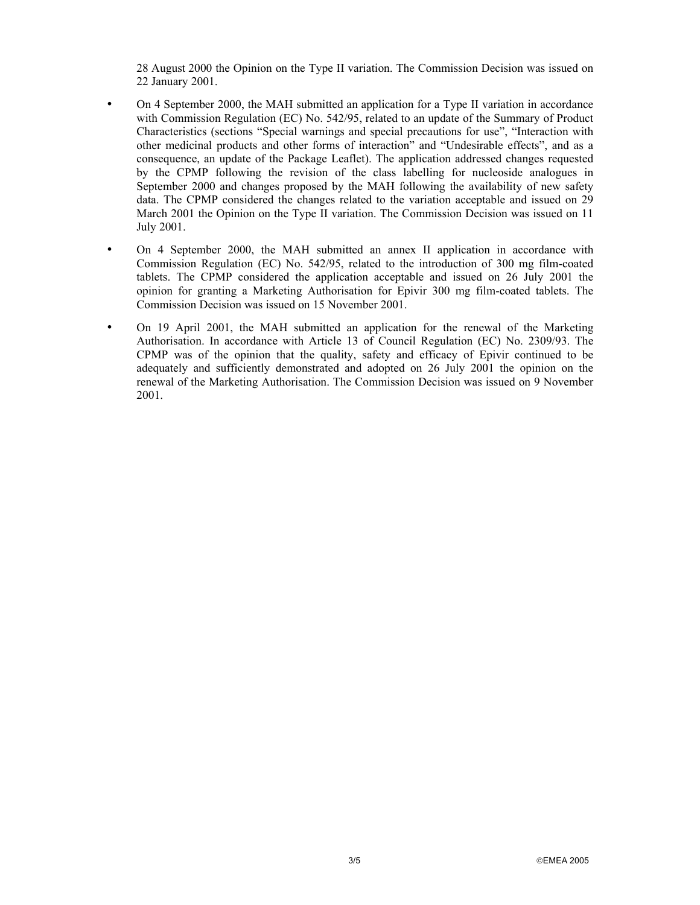28 August 2000 the Opinion on the Type II variation. The Commission Decision was issued on 22 January 2001.

- On 4 September 2000, the MAH submitted an application for a Type II variation in accordance with Commission Regulation (EC) No. 542/95, related to an update of the Summary of Product Characteristics (sections "Special warnings and special precautions for use", "Interaction with other medicinal products and other forms of interaction" and "Undesirable effects", and as a consequence, an update of the Package Leaflet). The application addressed changes requested by the CPMP following the revision of the class labelling for nucleoside analogues in September 2000 and changes proposed by the MAH following the availability of new safety data. The CPMP considered the changes related to the variation acceptable and issued on 29 March 2001 the Opinion on the Type II variation. The Commission Decision was issued on 11 July 2001.

- On 4 September 2000, the MAH submitted an annex II application in accordance with Commission Regulation (EC) No. 542/95, related to the introduction of 300 mg film-coated tablets. The CPMP considered the application acceptable and issued on 26 July 2001 the opinion for granting a Marketing Authorisation for Epivir 300 mg film-coated tablets. The Commission Decision was issued on 15 November 2001.

- On 19 April 2001, the MAH submitted an application for the renewal of the Marketing Authorisation. In accordance with Article 13 of Council Regulation (EC) No. 2309/93. The CPMP was of the opinion that the quality, safety and efficacy of Epivir continued to be adequately and sufficiently demonstrated and adopted on 26 July 2001 the opinion on the renewal of the Marketing Authorisation. The Commission Decision was issued on 9 November 2001.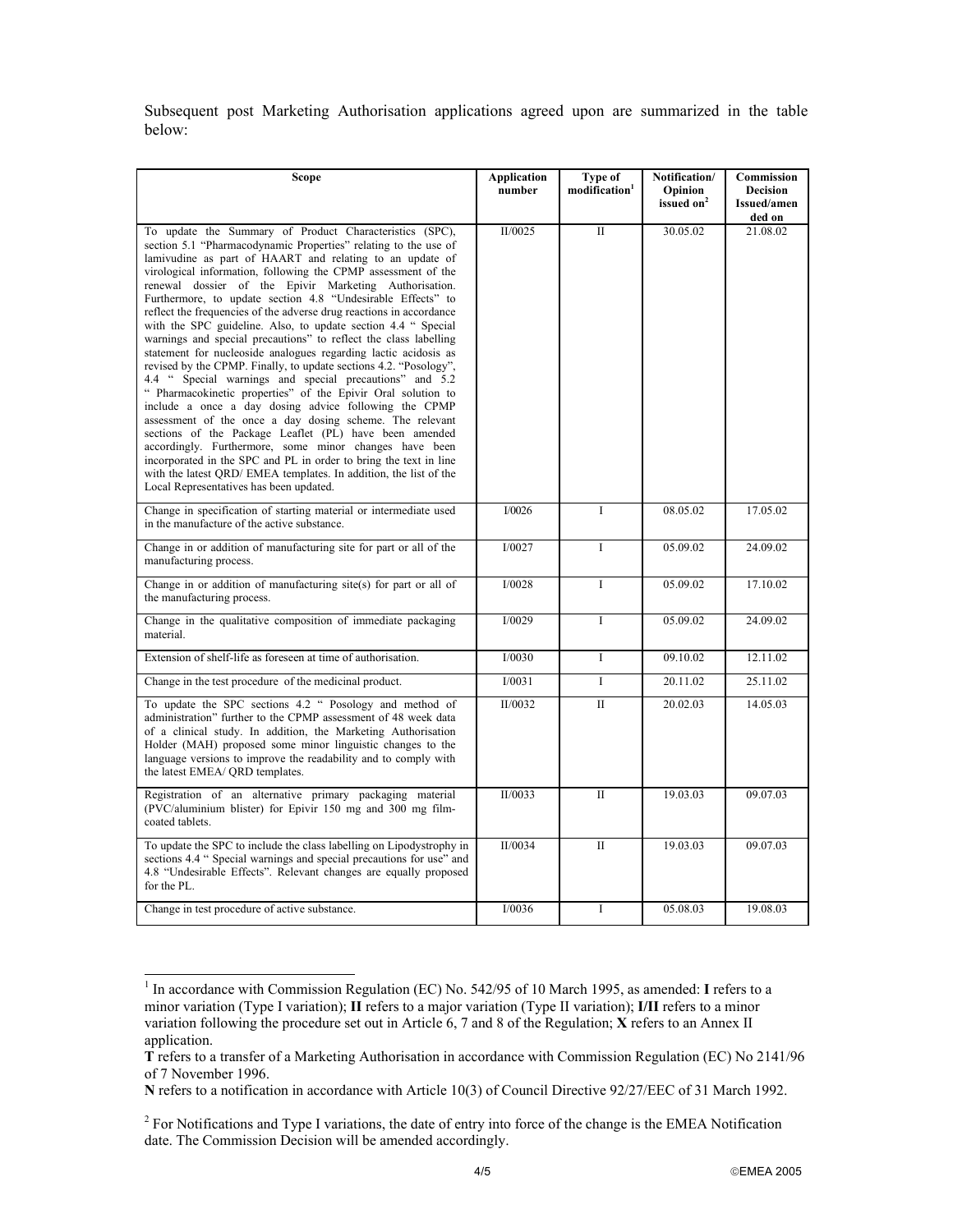Subsequent post Marketing Authorisation applications agreed upon are summarized in the table below:

| Scope | Application number | Type of modification[1] | Notification/ Opinion issued on[2] | Commission Decision Issued/amended on |
|---|---|---|---|---|
| To update the Summary of Product Characteristics (SPC), section 5.1 "Pharmacodynamic Properties" relating to the use of lamivudine as part of HAART and relating to an update of virological information, following the CPMP assessment of the renewal dossier of the Epivir Marketing Authorisation. Furthermore, to update section 4.8 "Undesirable Effects" to reflect the frequencies of the adverse drug reactions in accordance with the SPC guideline. Also, to update section 4.4 " Special warnings and special precautions" to reflect the class labelling statement for nucleoside analogues regarding lactic acidosis as revised by the CPMP. Finally, to update sections 4.2. "Posology", 4.4 " Special warnings and special precautions" and 5.2 " Pharmacokinetic properties" of the Epivir Oral solution to include a once a day dosing advice following the CPMP assessment of the once a day dosing scheme. The relevant sections of the Package Leaflet (PL) have been amended accordingly. Furthermore, some minor changes have been incorporated in the SPC and PL in order to bring the text in line with the latest QRD/ EMEA templates. In addition, the list of the Local Representatives has been updated. | II/0025 | II | 30.05.02 | 21.08.02 |
| Change in specification of starting material or intermediate used in the manufacture of the active substance. | I/0026 | I | 08.05.02 | 17.05.02 |
| Change in or addition of manufacturing site for part or all of the manufacturing process. | I/0027 | I | 05.09.02 | 24.09.02 |
| Change in or addition of manufacturing site(s) for part or all of the manufacturing process. | I/0028 | I | 05.09.02 | 17.10.02 |
| Change in the qualitative composition of immediate packaging material. | I/0029 | I | 05.09.02 | 24.09.02 |
| Extension of shelf-life as foreseen at time of authorisation. | I/0030 | I | 09.10.02 | 12.11.02 |
| Change in the test procedure of the medicinal product. | I/0031 | I | 20.11.02 | 25.11.02 |
| To update the SPC sections 4.2 " Posology and method of administration" further to the CPMP assessment of 48 week data of a clinical study. In addition, the Marketing Authorisation Holder (MAH) proposed some minor linguistic changes to the language versions to improve the readability and to comply with the latest EMEA/ QRD templates. | II/0032 | II | 20.02.03 | 14.05.03 |
| Registration of an alternative primary packaging material (PVC/aluminium blister) for Epivir 150 mg and 300 mg film-coated tablets. | II/0033 | II | 19.03.03 | 09.07.03 |
| To update the SPC to include the class labelling on Lipodystrophy in sections 4.4 " Special warnings and special precautions for use" and 4.8 "Undesirable Effects". Relevant changes are equally proposed for the PL. | II/0034 | II | 19.03.03 | 09.07.03 |
| Change in test procedure of active substance. | I/0036 | I | 05.08.03 | 19.08.03 |

[1] In accordance with Commission Regulation (EC) No. 542/95 of 10 March 1995, as amended: **I** refers to a minor variation (Type I variation); **II** refers to a major variation (Type II variation); **I/II** refers to a minor variation following the procedure set out in Article 6, 7 and 8 of the Regulation; **X** refers to an Annex II application.
**T** refers to a transfer of a Marketing Authorisation in accordance with Commission Regulation (EC) No 2141/96 of 7 November 1996.
**N** refers to a notification in accordance with Article 10(3) of Council Directive 92/27/EEC of 31 March 1992.

[2] For Notifications and Type I variations, the date of entry into force of the change is the EMEA Notification date. The Commission Decision will be amended accordingly.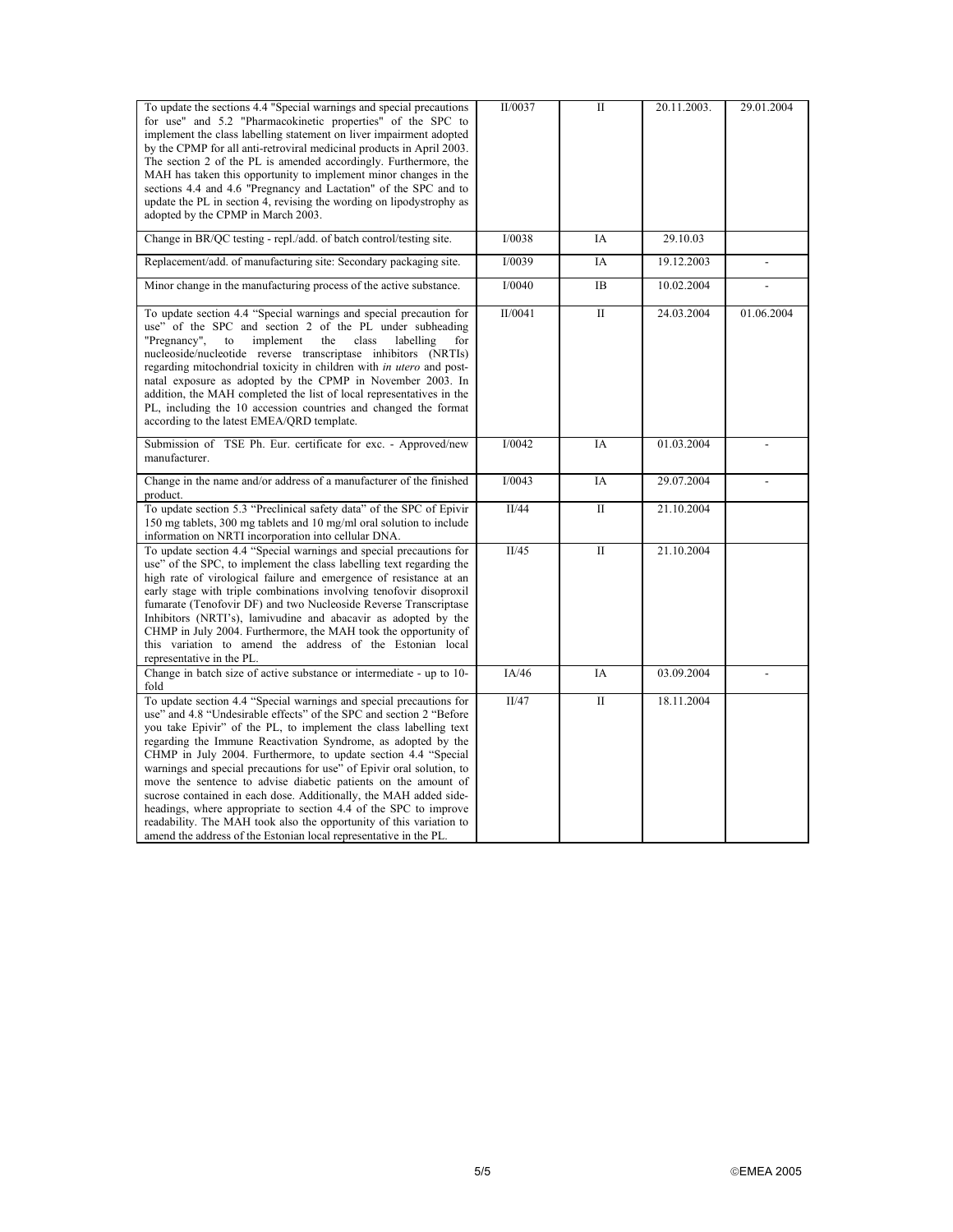| | | | | |
|---|---|---|---|---|
| To update the sections 4.4 "Special warnings and special precautions for use" and 5.2 "Pharmacokinetic properties" of the SPC to implement the class labelling statement on liver impairment adopted by the CPMP for all anti-retroviral medicinal products in April 2003. The section 2 of the PL is amended accordingly. Furthermore, the MAH has taken this opportunity to implement minor changes in the sections 4.4 and 4.6 "Pregnancy and Lactation" of the SPC and to update the PL in section 4, revising the wording on lipodystrophy as adopted by the CPMP in March 2003. | II/0037 | II | 20.11.2003. | 29.01.2004 |
| Change in BR/QC testing - repl./add. of batch control/testing site. | I/0038 | IA | 29.10.03 | |
| Replacement/add. of manufacturing site: Secondary packaging site. | I/0039 | IA | 19.12.2003 | - |
| Minor change in the manufacturing process of the active substance. | I/0040 | IB | 10.02.2004 | - |
| To update section 4.4 "Special warnings and special precaution for use" of the SPC and section 2 of the PL under subheading "Pregnancy", to implement the class labelling for nucleoside/nucleotide reverse transcriptase inhibitors (NRTIs) regarding mitochondrial toxicity in children with *in utero* and post-natal exposure as adopted by the CPMP in November 2003. In addition, the MAH completed the list of local representatives in the PL, including the 10 accession countries and changed the format according to the latest EMEA/QRD template. | II/0041 | II | 24.03.2004 | 01.06.2004 |
| Submission of TSE Ph. Eur. certificate for exc. - Approved/new manufacturer. | I/0042 | IA | 01.03.2004 | - |
| Change in the name and/or address of a manufacturer of the finished product. | I/0043 | IA | 29.07.2004 | - |
| To update section 5.3 "Preclinical safety data" of the SPC of Epivir 150 mg tablets, 300 mg tablets and 10 mg/ml oral solution to include information on NRTI incorporation into cellular DNA. | II/44 | II | 21.10.2004 | |
| To update section 4.4 "Special warnings and special precautions for use" of the SPC, to implement the class labelling text regarding the high rate of virological failure and emergence of resistance at an early stage with triple combinations involving tenofovir disoproxil fumarate (Tenofovir DF) and two Nucleoside Reverse Transcriptase Inhibitors (NRTI's), lamivudine and abacavir as adopted by the CHMP in July 2004. Furthermore, the MAH took the opportunity of this variation to amend the address of the Estonian local representative in the PL. | II/45 | II | 21.10.2004 | |
| Change in batch size of active substance or intermediate - up to 10-fold | IA/46 | IA | 03.09.2004 | - |
| To update section 4.4 "Special warnings and special precautions for use" and 4.8 "Undesirable effects" of the SPC and section 2 "Before you take Epivir" of the PL, to implement the class labelling text regarding the Immune Reactivation Syndrome, as adopted by the CHMP in July 2004. Furthermore, to update section 4.4 "Special warnings and special precautions for use" of Epivir oral solution, to move the sentence to advise diabetic patients on the amount of sucrose contained in each dose. Additionally, the MAH added side-headings, where appropriate to section 4.4 of the SPC to improve readability. The MAH took also the opportunity of this variation to amend the address of the Estonian local representative in the PL. | II/47 | II | 18.11.2004 | |